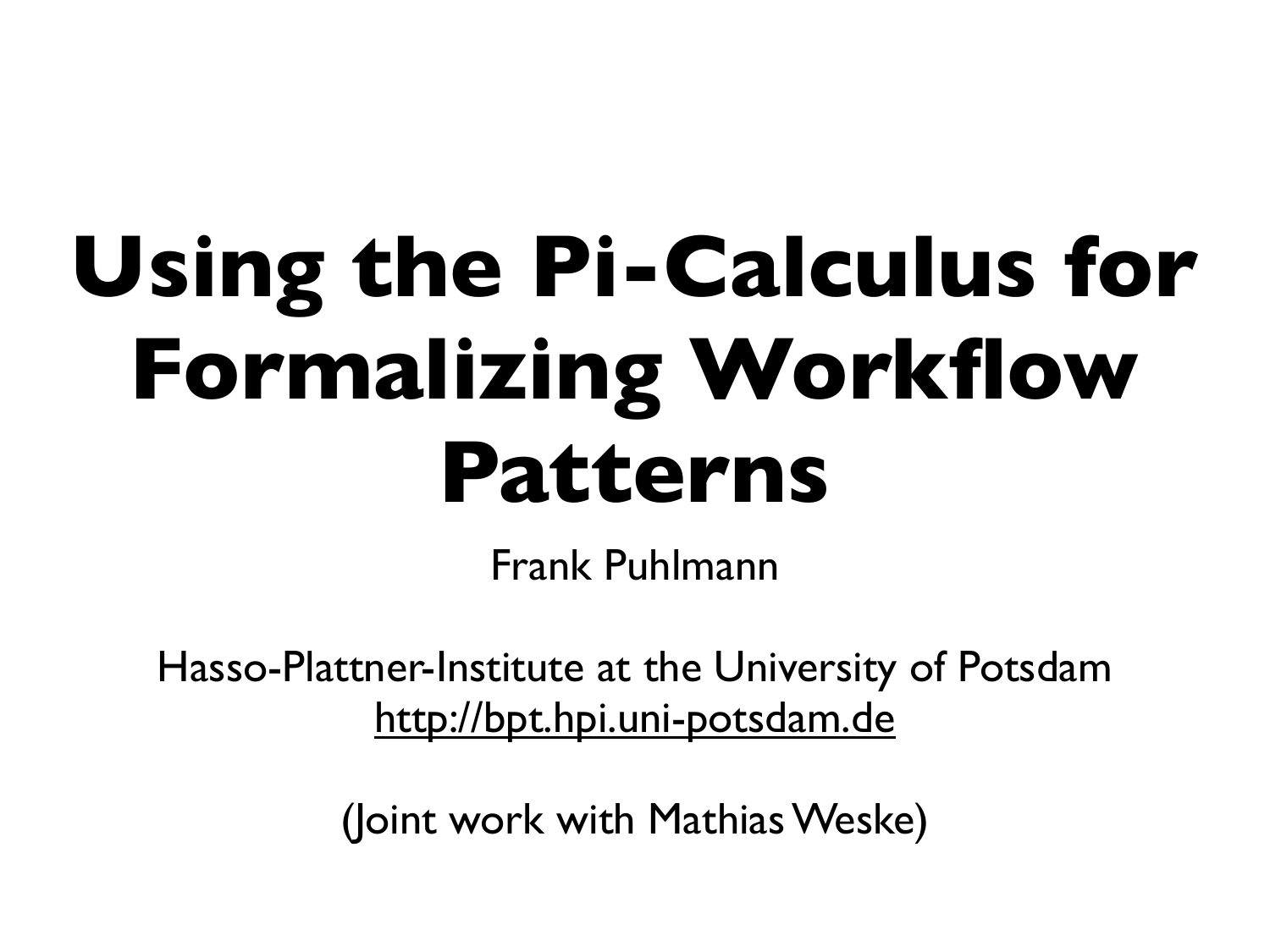# Using the Pi-Calculus for Formalizing Workflow Patterns

Frank Puhlmann

Hasso-Plattner-Institute at the University of Potsdam
http://bpt.hpi.uni-potsdam.de

(Joint work with Mathias Weske)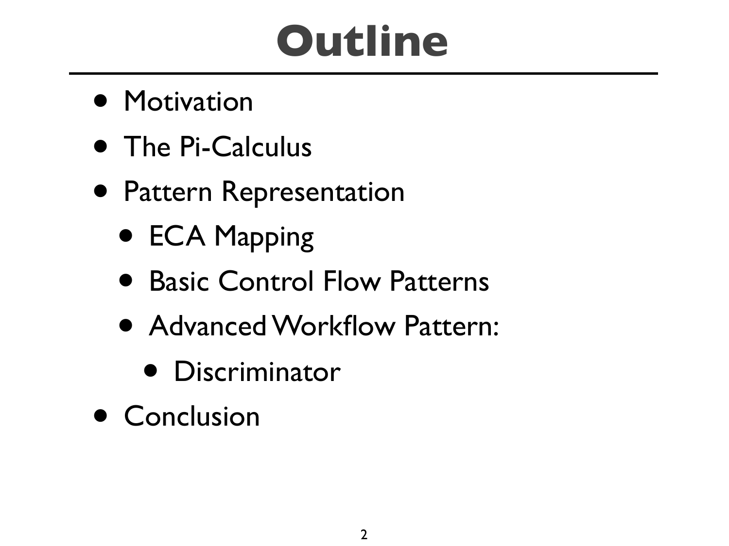# Outline

- Motivation
- The Pi-Calculus
- Pattern Representation
  - ECA Mapping
  - Basic Control Flow Patterns
  - Advanced Workflow Pattern:
    - Discriminator
- Conclusion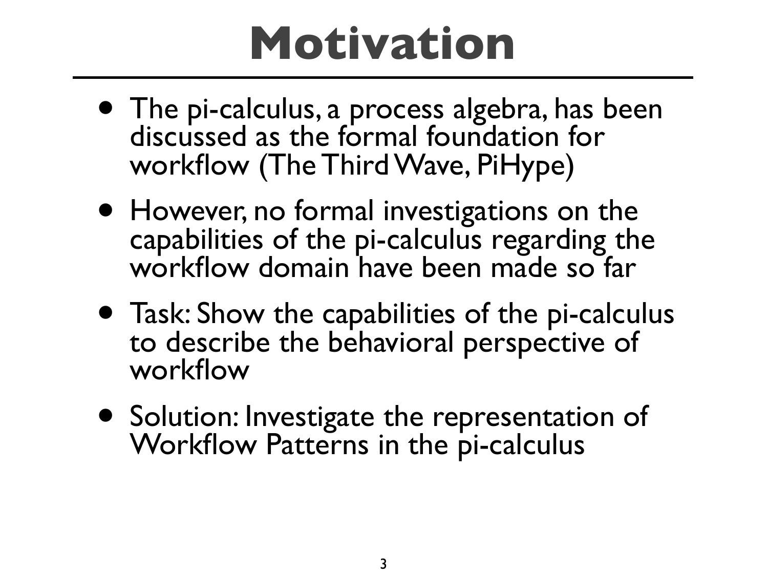# Motivation

- The pi-calculus, a process algebra, has been discussed as the formal foundation for workflow (The Third Wave, PiHype)
- However, no formal investigations on the capabilities of the pi-calculus regarding the workflow domain have been made so far
- Task: Show the capabilities of the pi-calculus to describe the behavioral perspective of workflow
- Solution: Investigate the representation of Workflow Patterns in the pi-calculus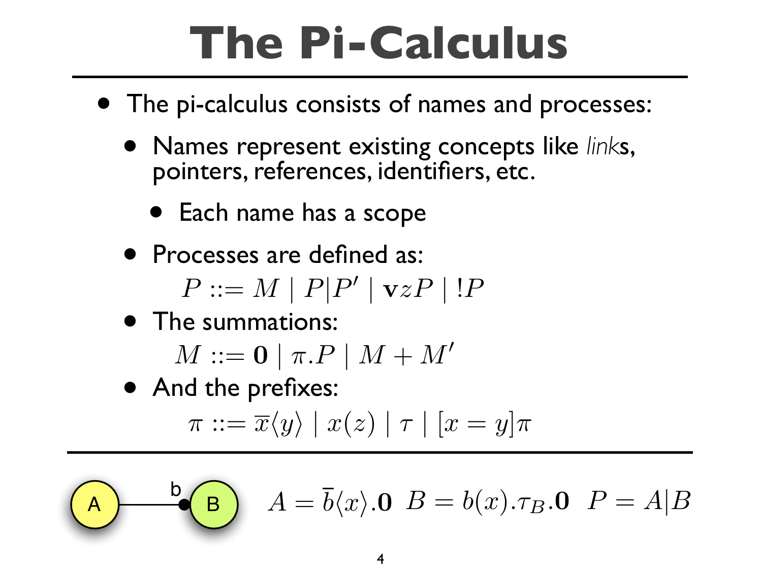# The Pi-Calculus

- The pi-calculus consists of names and processes:
  - Names represent existing concepts like *links*, pointers, references, identifiers, etc.
    - Each name has a scope
  - Processes are defined as:

    $$P ::= M \mid P|P' \mid \mathbf{v}zP \mid !P$$

  - The summations:

    $$M ::= \mathbf{0} \mid \pi.P \mid M + M'$$

  - And the prefixes:

    $$\pi ::= \overline{x}\langle y\rangle \mid x(z) \mid \tau \mid [x = y]\pi$$

A —b— B

$$A = \overline{b}\langle x\rangle.\mathbf{0} \quad B = b(x).\tau_B.\mathbf{0} \quad P = A|B$$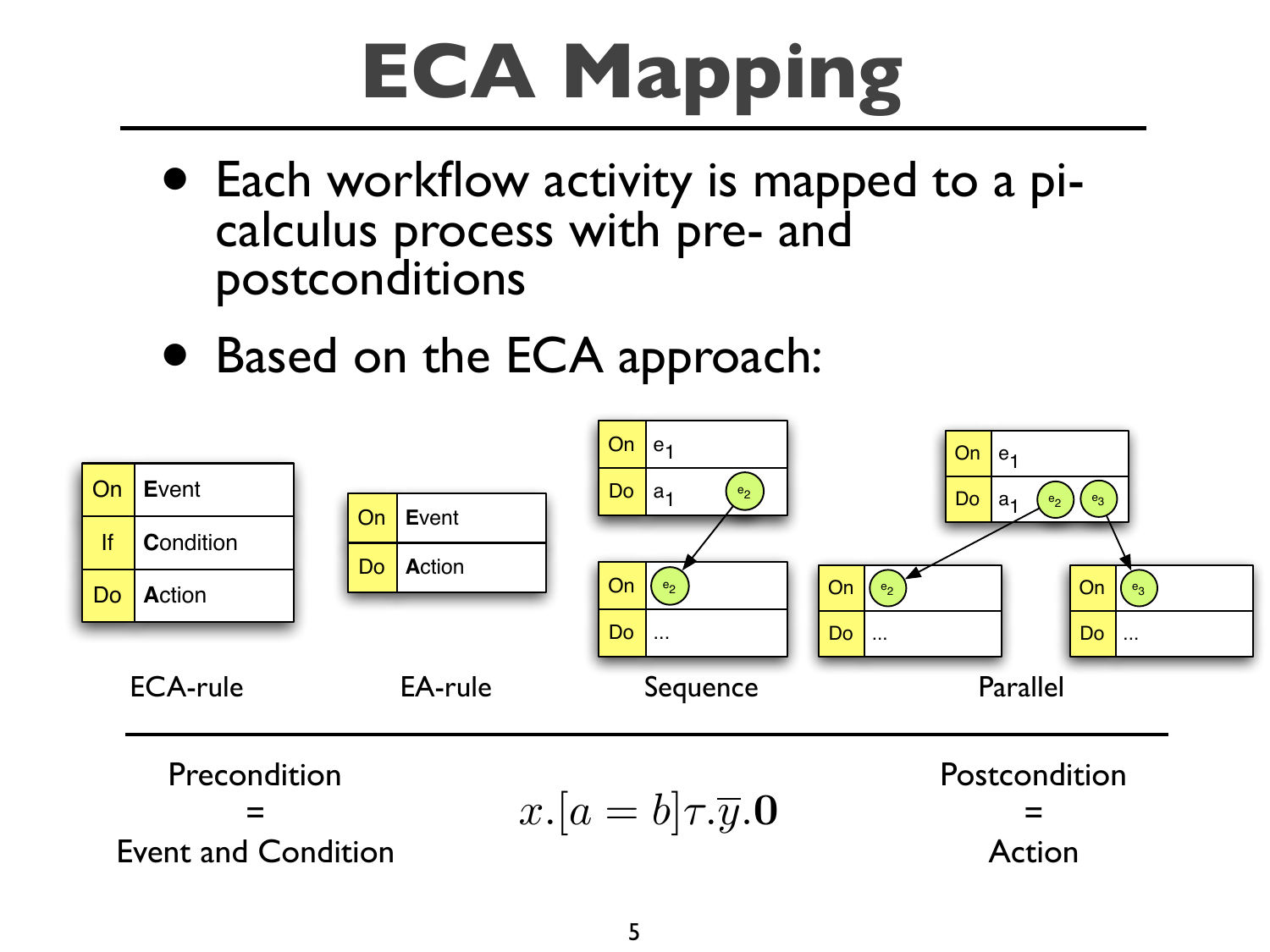# ECA Mapping

- Each workflow activity is mapped to a pi-calculus process with pre- and postconditions
- Based on the ECA approach:

| On | Event |
|---|---|
| If | Condition |
| Do | Action |

ECA-rule

| On | Event |
|---|---|
| Do | Action |

EA-rule

| On | $e_1$ |
|---|---|
| Do | $a_1$ ($e_2$) |

| On | ($e_2$) |
|---|---|
| Do | ... |

Sequence

| On | $e_1$ |
|---|---|
| Do | $a_1$ ($e_2$) ($e_3$) |

| On | ($e_2$) |
|---|---|
| Do | ... |

| On | ($e_3$) |
|---|---|
| Do | ... |

Parallel

---

Precondition = Event and Condition

$$x.[a = b]\tau.\overline{y}.\mathbf{0}$$

Postcondition = Action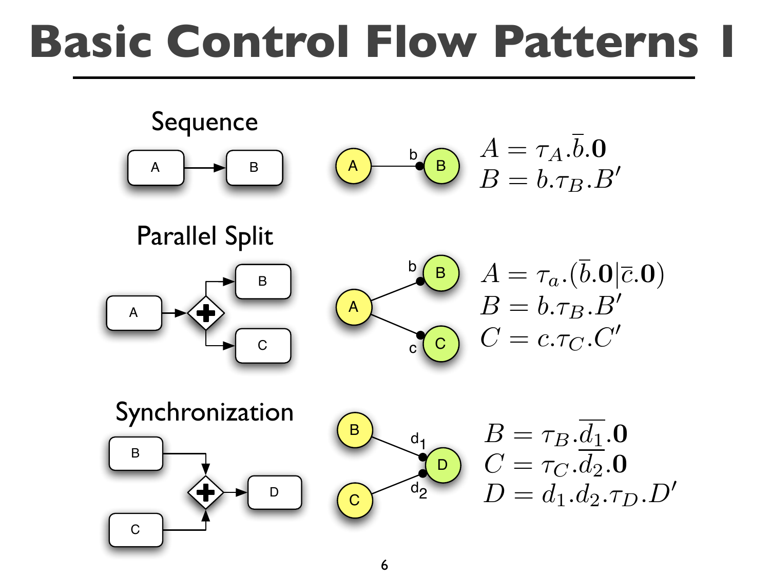# Basic Control Flow Patterns I

## Sequence

$$A = \tau_A.\overline{b}.\mathbf{0}$$
$$B = b.\tau_B.B'$$

## Parallel Split

$$A = \tau_a.(\overline{b}.\mathbf{0}|\overline{c}.\mathbf{0})$$
$$B = b.\tau_B.B'$$
$$C = c.\tau_C.C'$$

## Synchronization

$$B = \tau_B.\overline{d_1}.\mathbf{0}$$
$$C = \tau_C.\overline{d_2}.\mathbf{0}$$
$$D = d_1.d_2.\tau_D.D'$$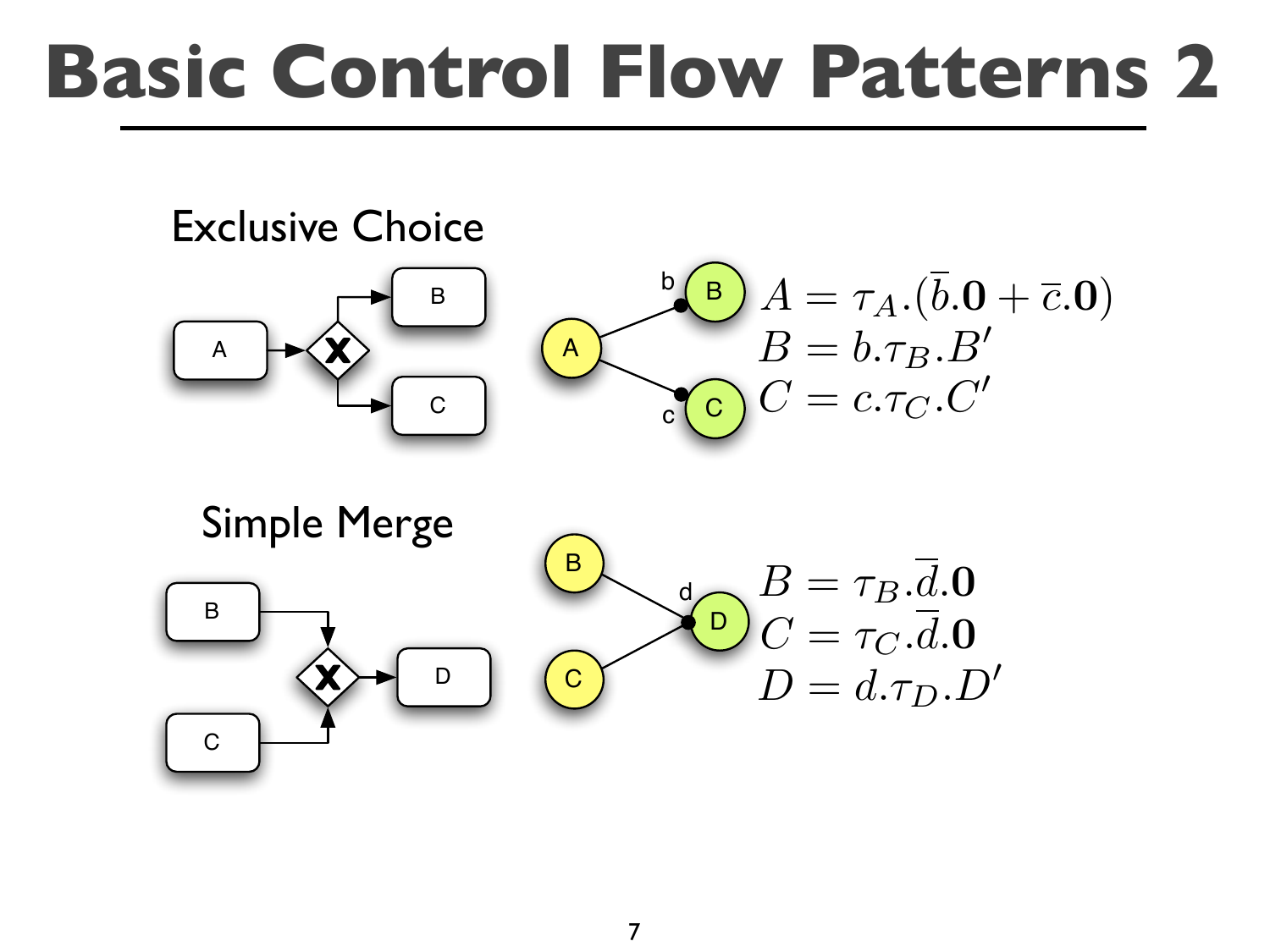# Basic Control Flow Patterns 2

## Exclusive Choice

$$A = \tau_A.(\overline{b}.\mathbf{0} + \overline{c}.\mathbf{0})$$
$$B = b.\tau_B.B'$$
$$C = c.\tau_C.C'$$

## Simple Merge

$$B = \tau_B.\overline{d}.\mathbf{0}$$
$$C = \tau_C.\overline{d}.\mathbf{0}$$
$$D = d.\tau_D.D'$$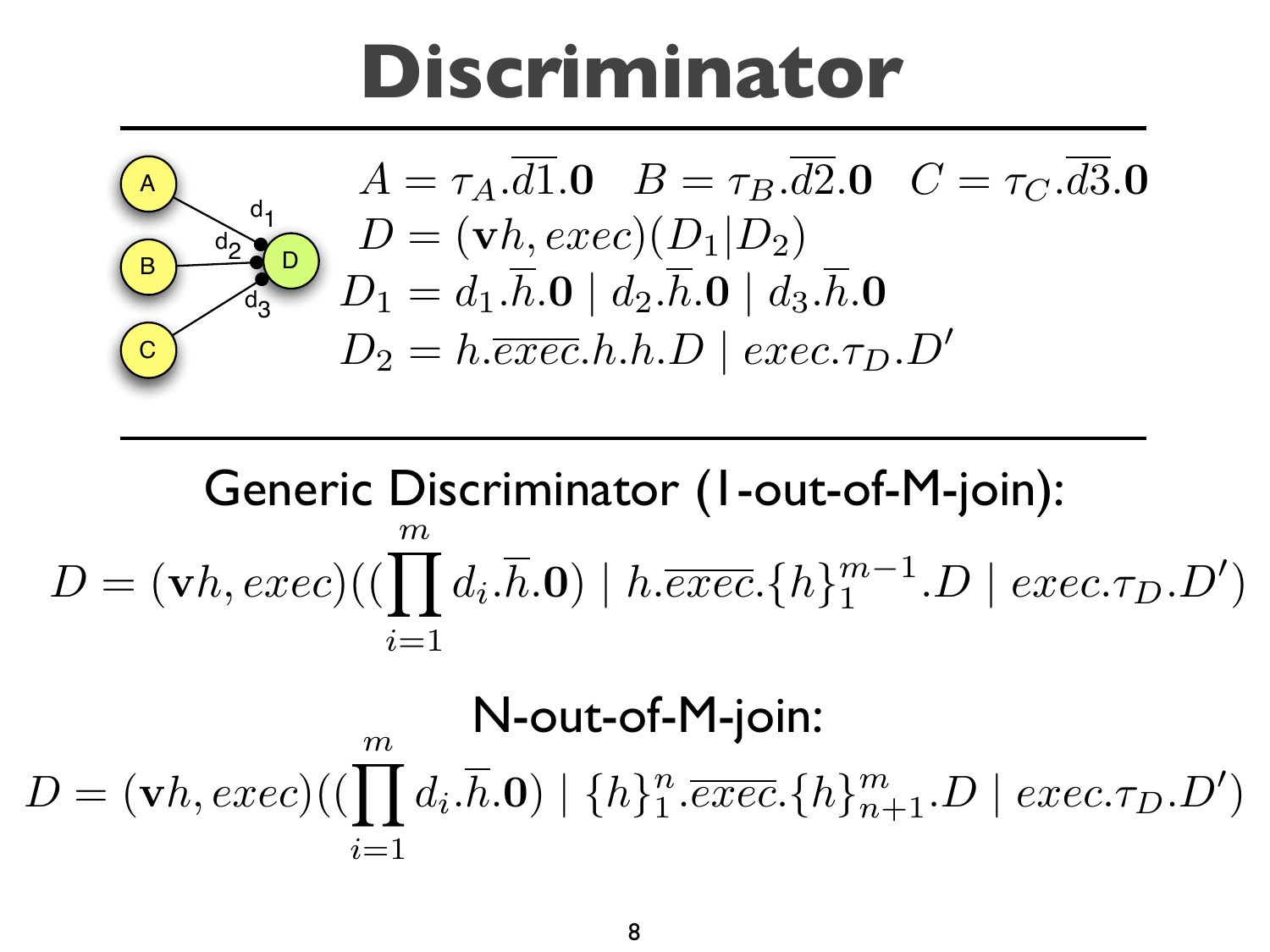# Discriminator

$$A = \tau_A.\overline{d1}.\mathbf{0} \quad B = \tau_B.\overline{d2}.\mathbf{0} \quad C = \tau_C.\overline{d3}.\mathbf{0}$$

$$D = (\mathbf{v}h, exec)(D_1|D_2)$$

$$D_1 = d_1.\overline{h}.\mathbf{0} \mid d_2.\overline{h}.\mathbf{0} \mid d_3.\overline{h}.\mathbf{0}$$

$$D_2 = h.\overline{exec}.h.h.D \mid exec.\tau_D.D'$$

Generic Discriminator (1-out-of-M-join):

$$D = (\mathbf{v}h, exec)((\prod_{i=1}^{m} d_i.\overline{h}.\mathbf{0}) \mid h.\overline{exec}.\{h\}_1^{m-1}.D \mid exec.\tau_D.D')$$

N-out-of-M-join:

$$D = (\mathbf{v}h, exec)((\prod_{i=1}^{m} d_i.\overline{h}.\mathbf{0}) \mid \{h\}_1^{n}.\overline{exec}.\{h\}_{n+1}^{m}.D \mid exec.\tau_D.D')$$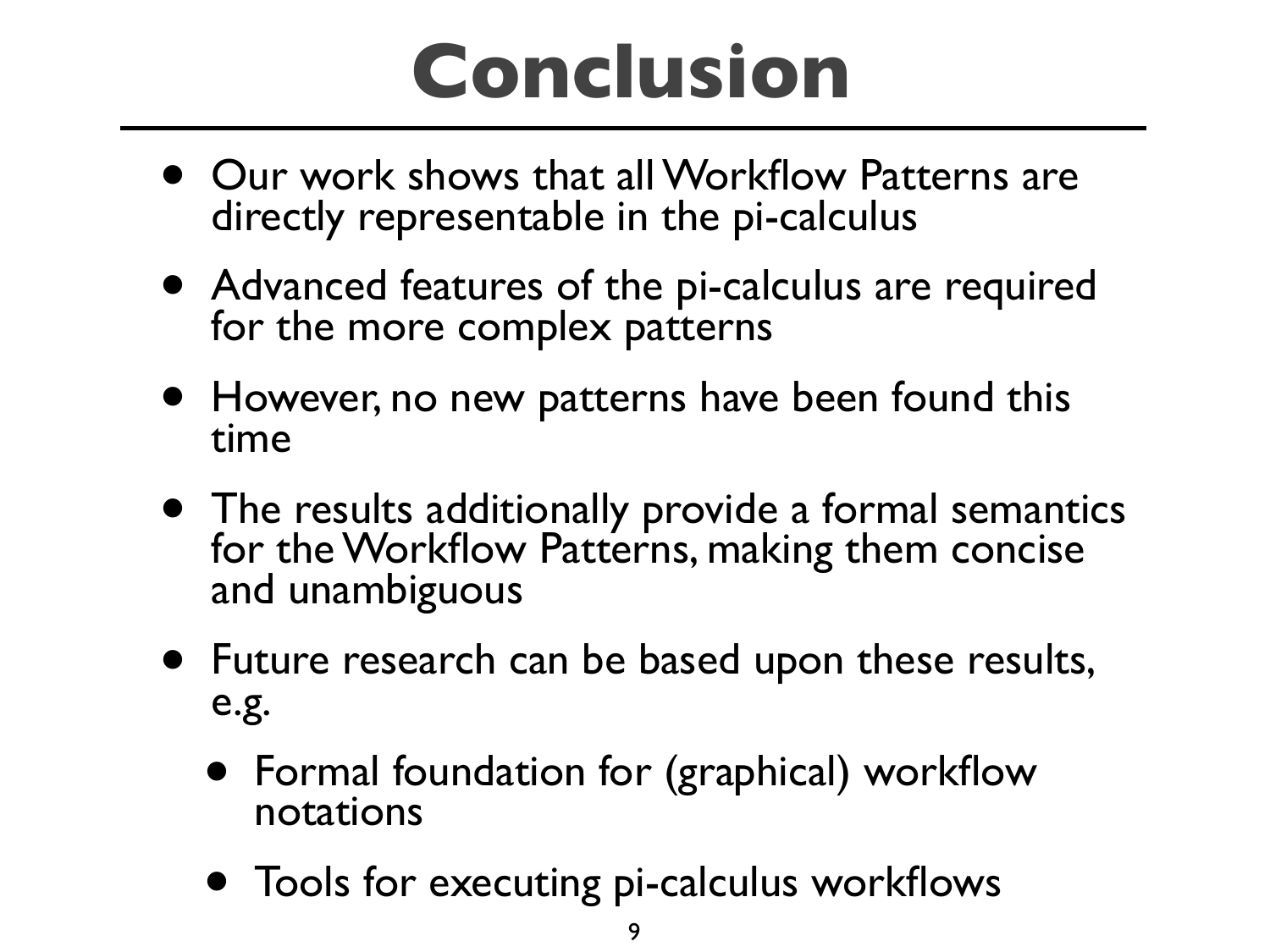# Conclusion

- Our work shows that all Workflow Patterns are directly representable in the pi-calculus
- Advanced features of the pi-calculus are required for the more complex patterns
- However, no new patterns have been found this time
- The results additionally provide a formal semantics for the Workflow Patterns, making them concise and unambiguous
- Future research can be based upon these results, e.g.
  - Formal foundation for (graphical) workflow notations
  - Tools for executing pi-calculus workflows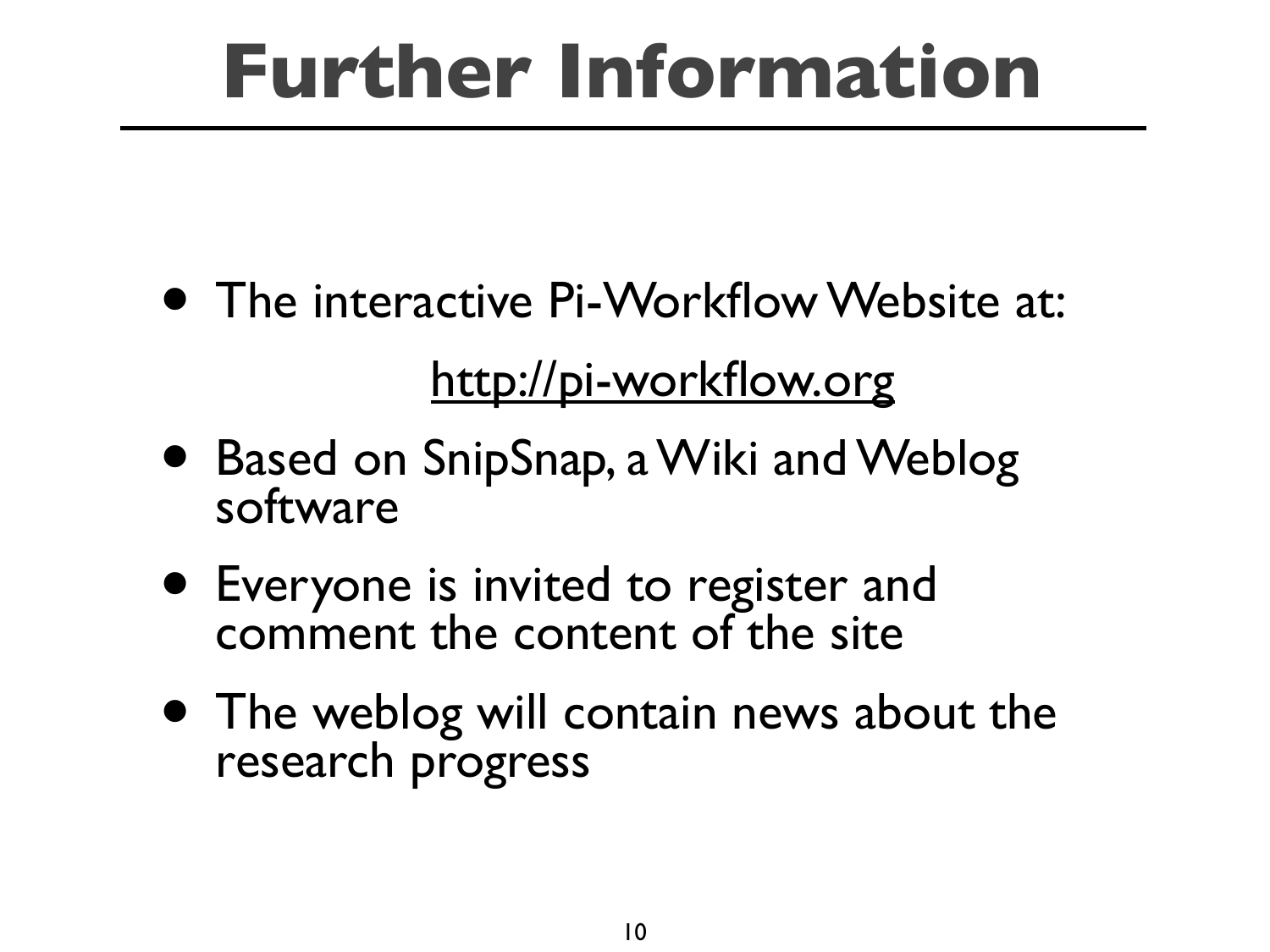# Further Information

- The interactive Pi-Workflow Website at:

  [http://pi-workflow.org](http://pi-workflow.org)

- Based on SnipSnap, a Wiki and Weblog software
- Everyone is invited to register and comment the content of the site
- The weblog will contain news about the research progress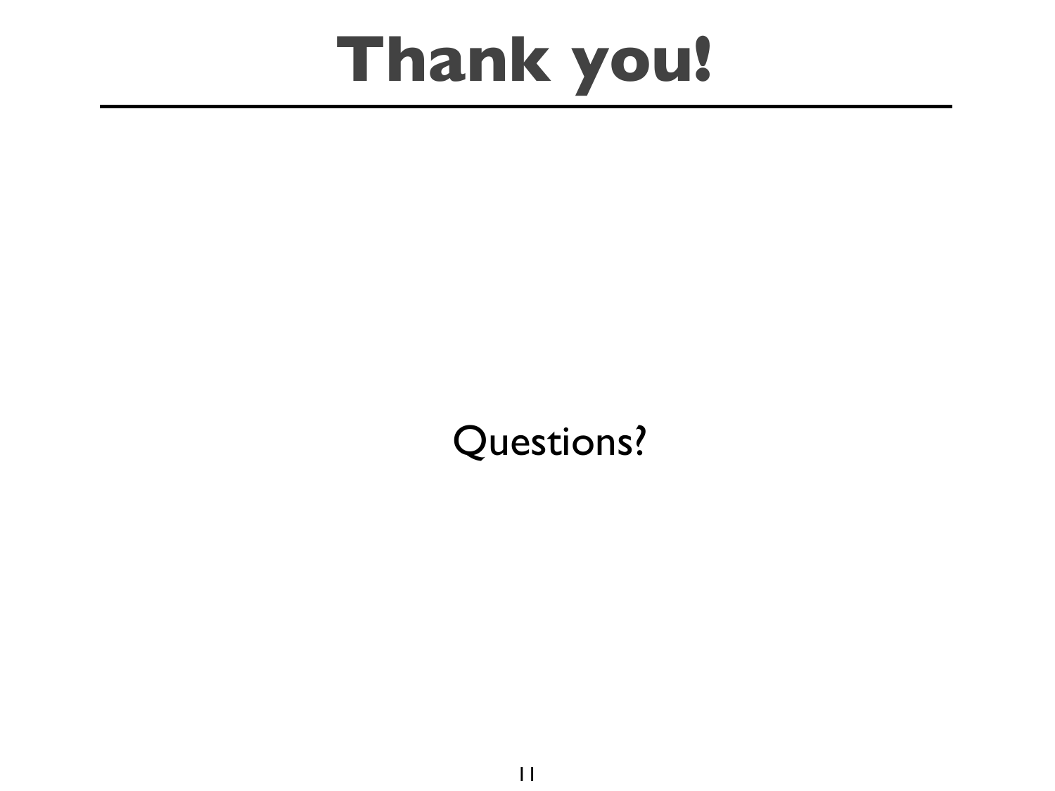# Thank you!

Questions?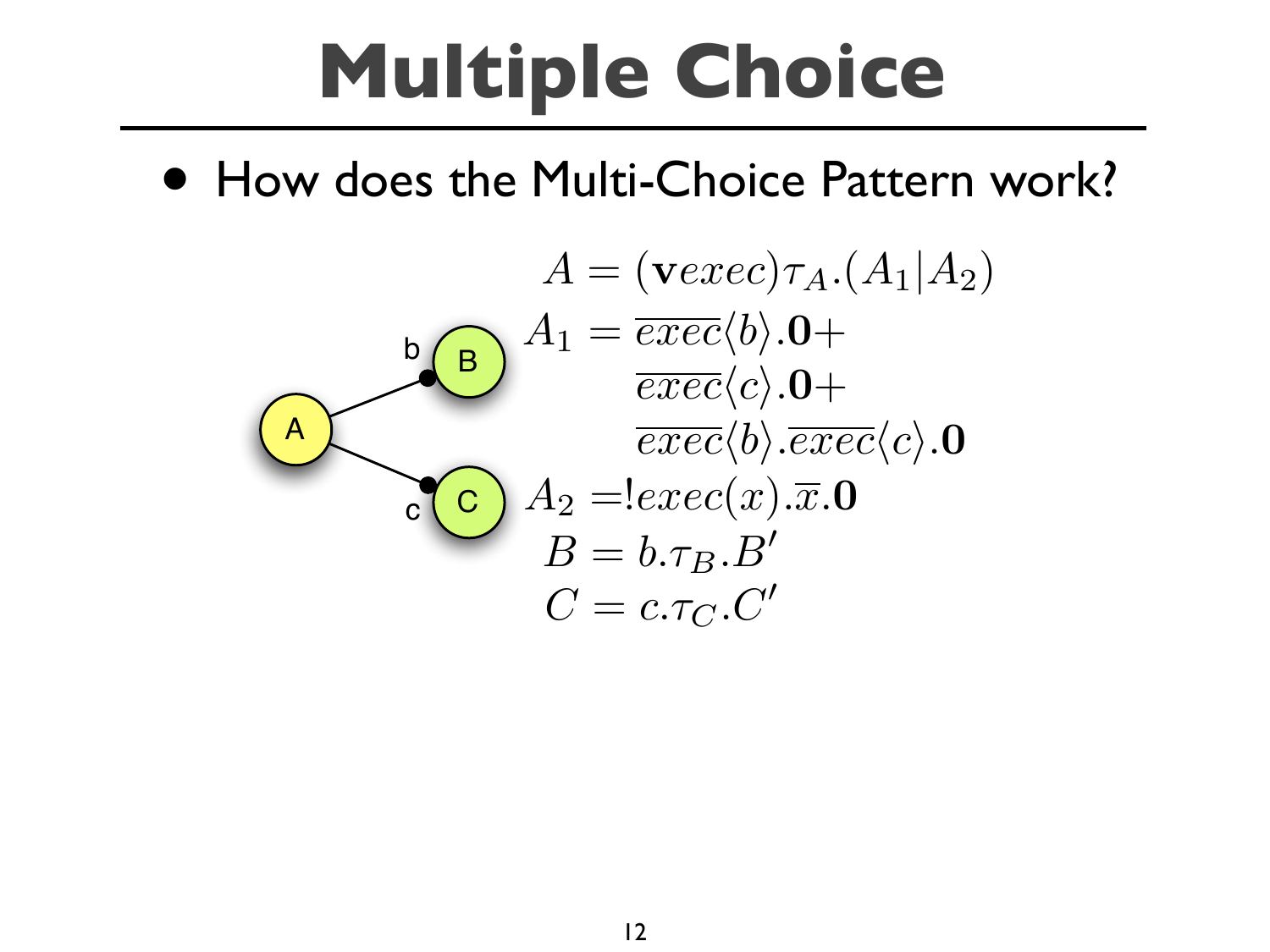# Multiple Choice

- How does the Multi-Choice Pattern work?

$$
\begin{aligned}
A &= (\mathbf{v}exec)\tau_A.(A_1|A_2) \\
A_1 &= \overline{exec}\langle b\rangle.\mathbf{0}+ \\
&\quad\; \overline{exec}\langle c\rangle.\mathbf{0}+ \\
&\quad\; \overline{exec}\langle b\rangle.\overline{exec}\langle c\rangle.\mathbf{0} \\
A_2 &= !exec(x).\overline{x}.\mathbf{0} \\
B &= b.\tau_B.B' \\
C &= c.\tau_C.C'
\end{aligned}
$$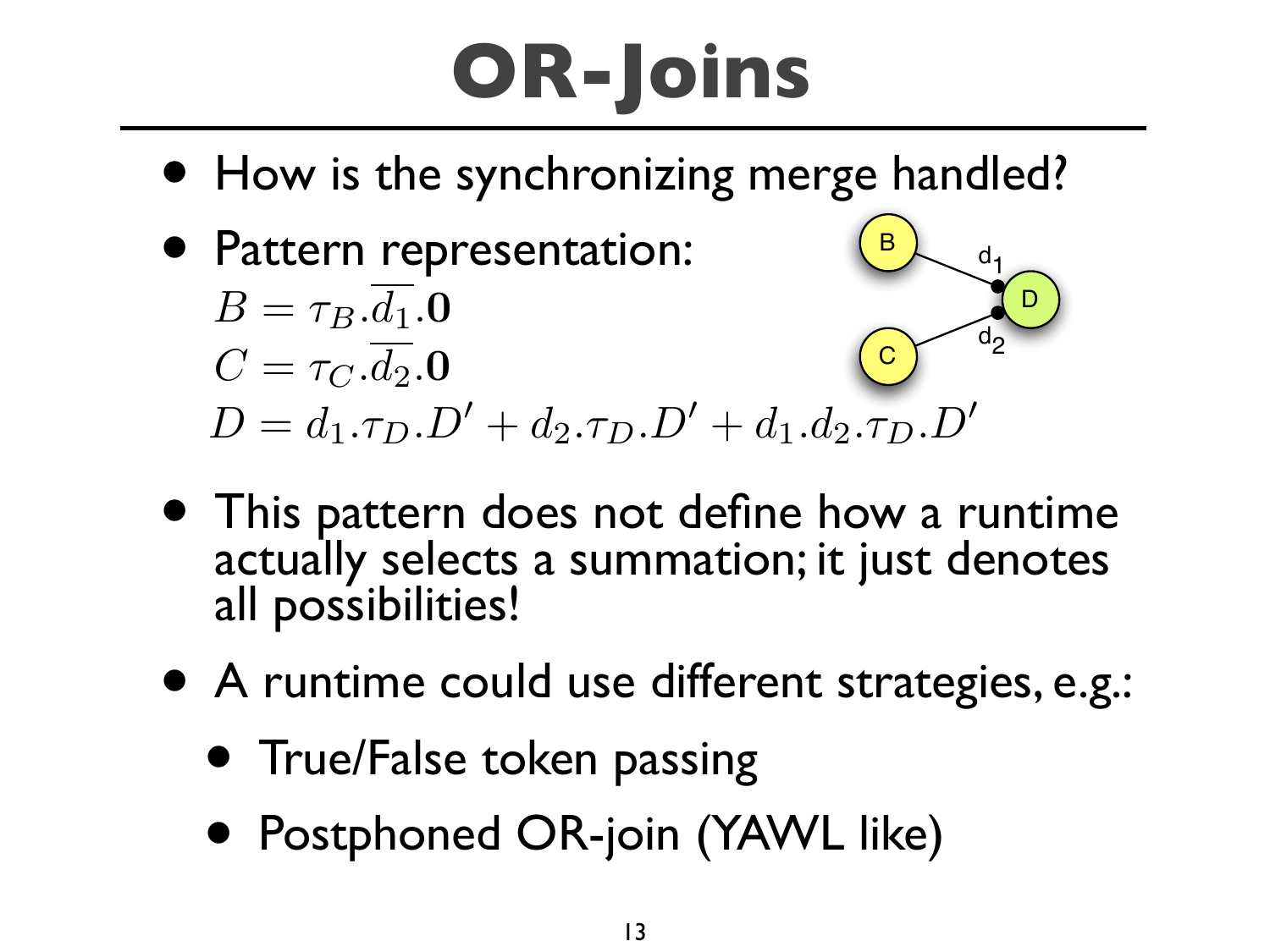# OR-Joins

- How is the synchronizing merge handled?
- Pattern representation:

$$B = \tau_B.\overline{d_1}.\mathbf{0}$$
$$C = \tau_C.\overline{d_2}.\mathbf{0}$$
$$D = d_1.\tau_D.D' + d_2.\tau_D.D' + d_1.d_2.\tau_D.D'$$

- This pattern does not define how a runtime actually selects a summation; it just denotes all possibilities!
- A runtime could use different strategies, e.g.:
  - True/False token passing
  - Postphoned OR-join (YAWL like)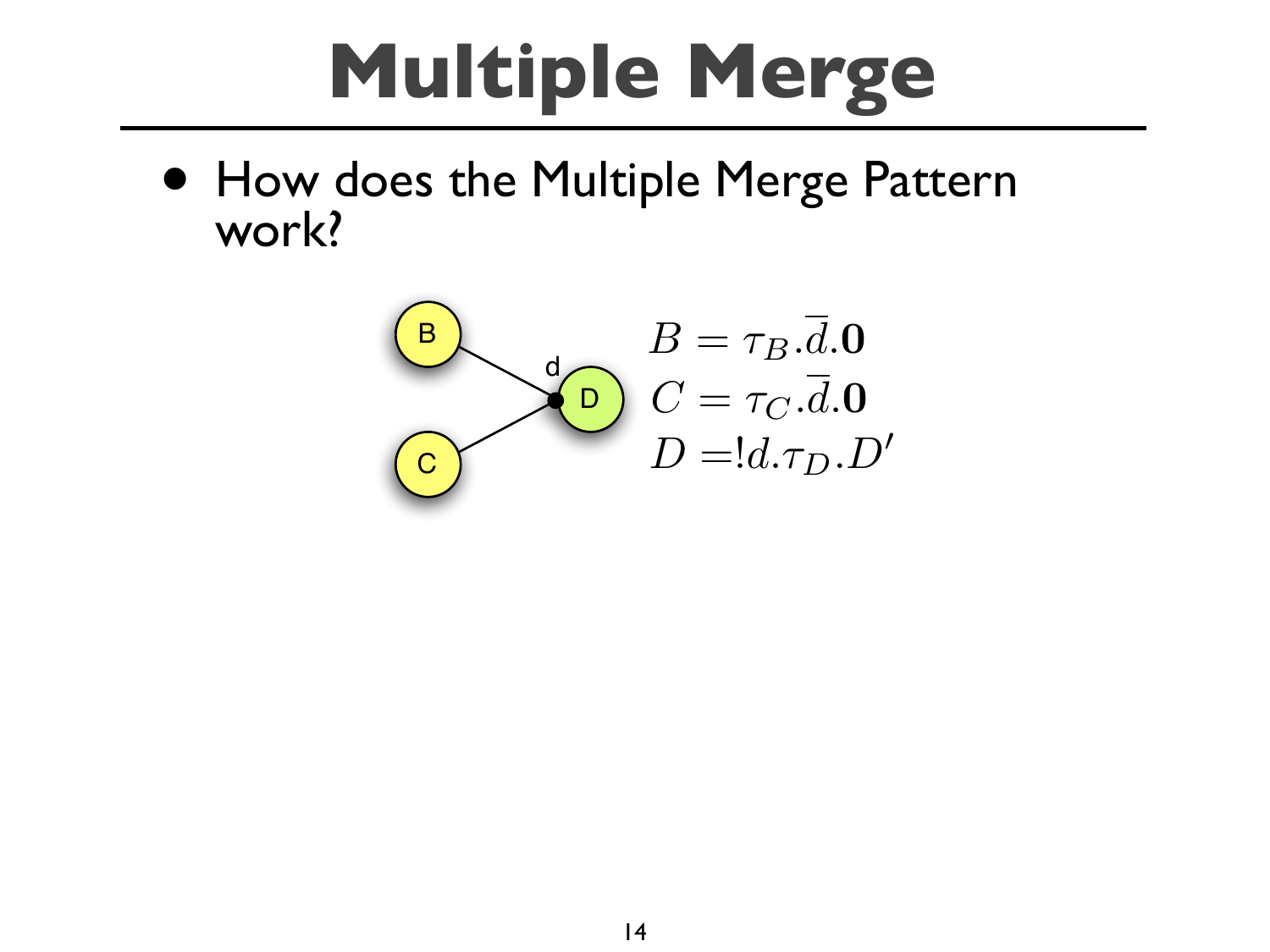# Multiple Merge

- How does the Multiple Merge Pattern work?

$$B = \tau_B.\overline{d}.\mathbf{0}$$
$$C = \tau_C.\overline{d}.\mathbf{0}$$
$$D = !d.\tau_D.D'$$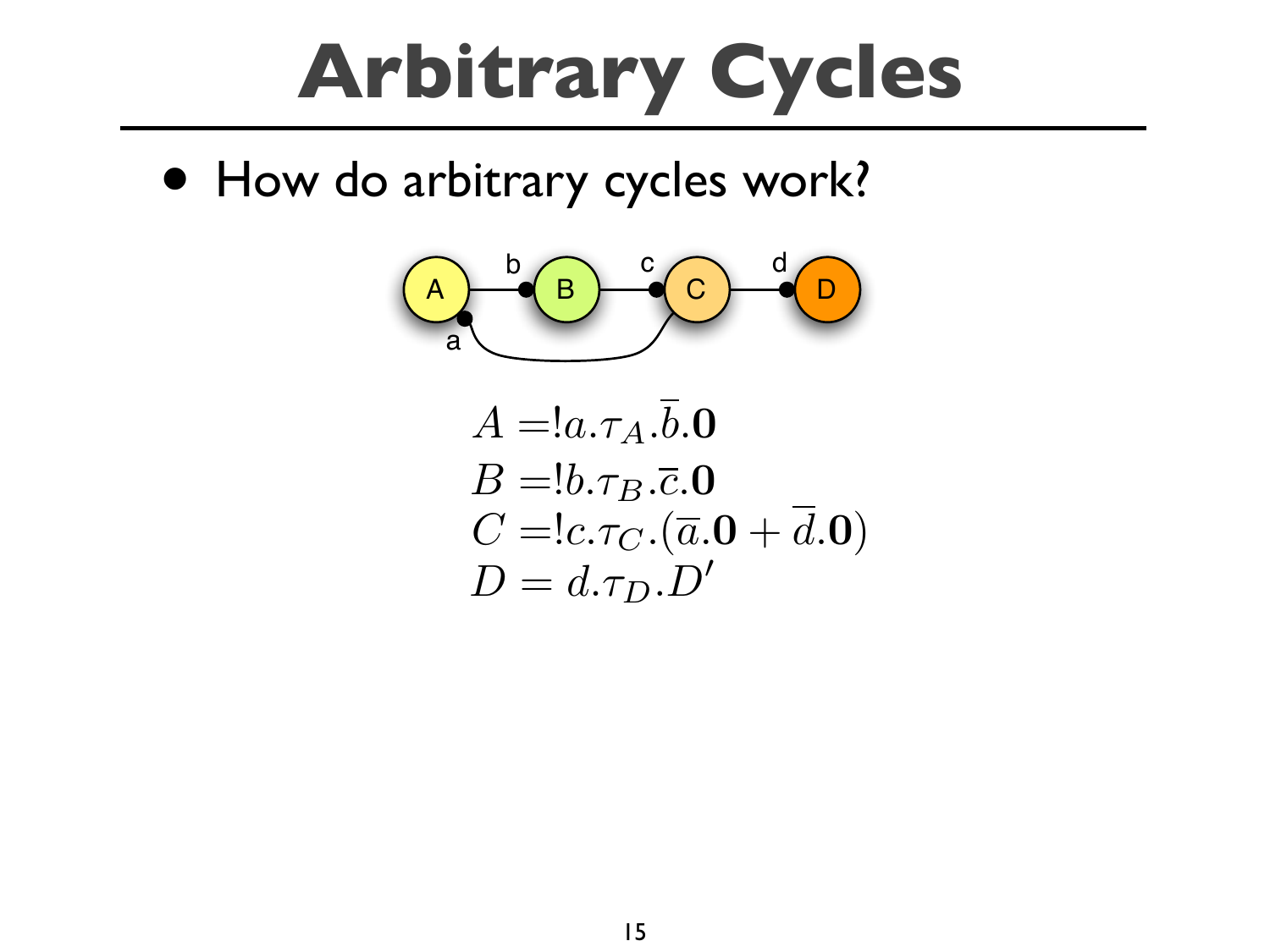# Arbitrary Cycles

- How do arbitrary cycles work?

$$
\begin{aligned}
A &= !a.\tau_A.\overline{b}.\mathbf{0} \\
B &= !b.\tau_B.\overline{c}.\mathbf{0} \\
C &= !c.\tau_C.(\overline{a}.\mathbf{0} + \overline{d}.\mathbf{0}) \\
D &= d.\tau_D.D'
\end{aligned}
$$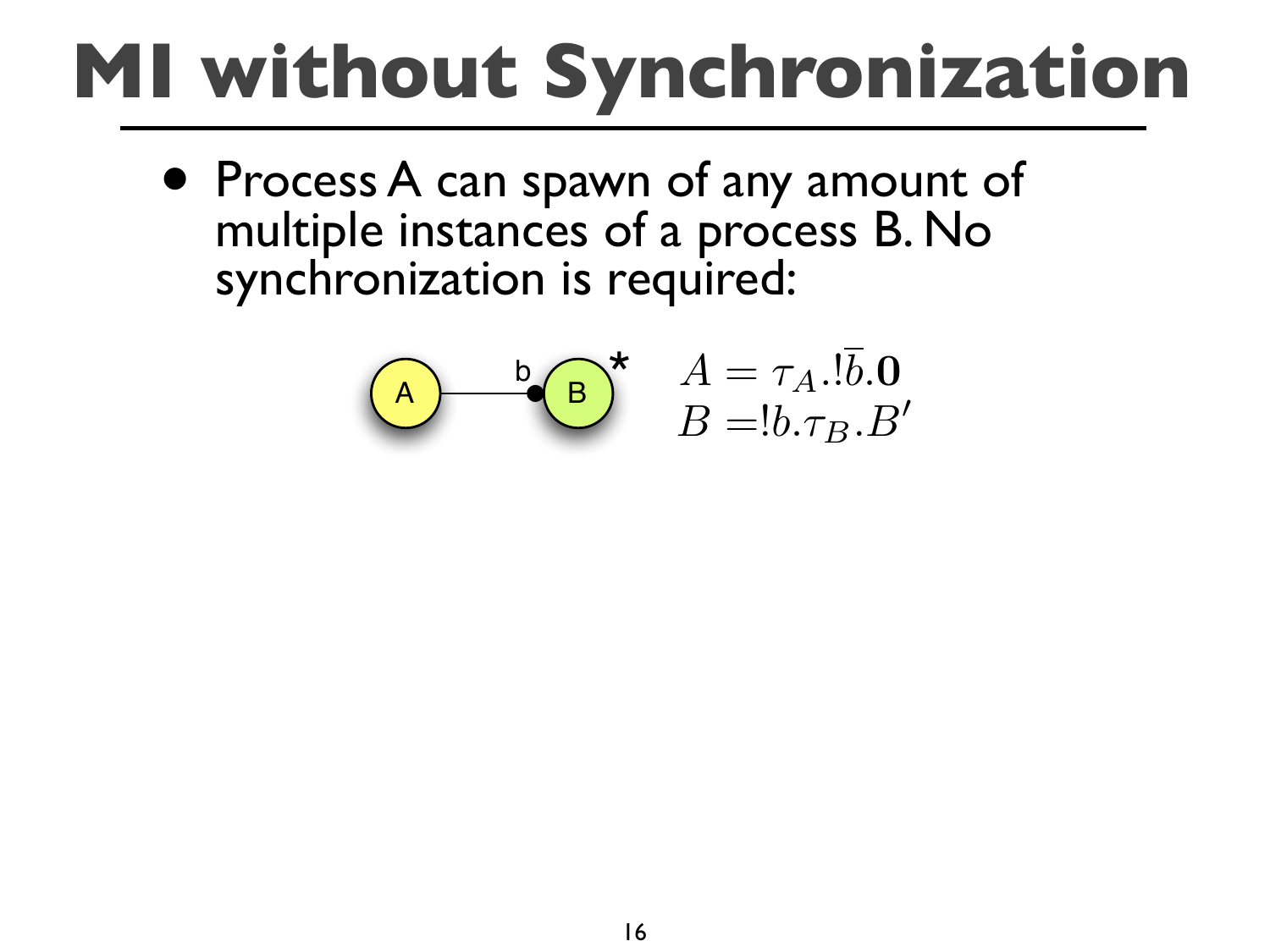# MI without Synchronization

- Process A can spawn of any amount of multiple instances of a process B. No synchronization is required:

$$A = \tau_A.!\overline{b}.\mathbf{0}$$
$$B = !b.\tau_B.B'$$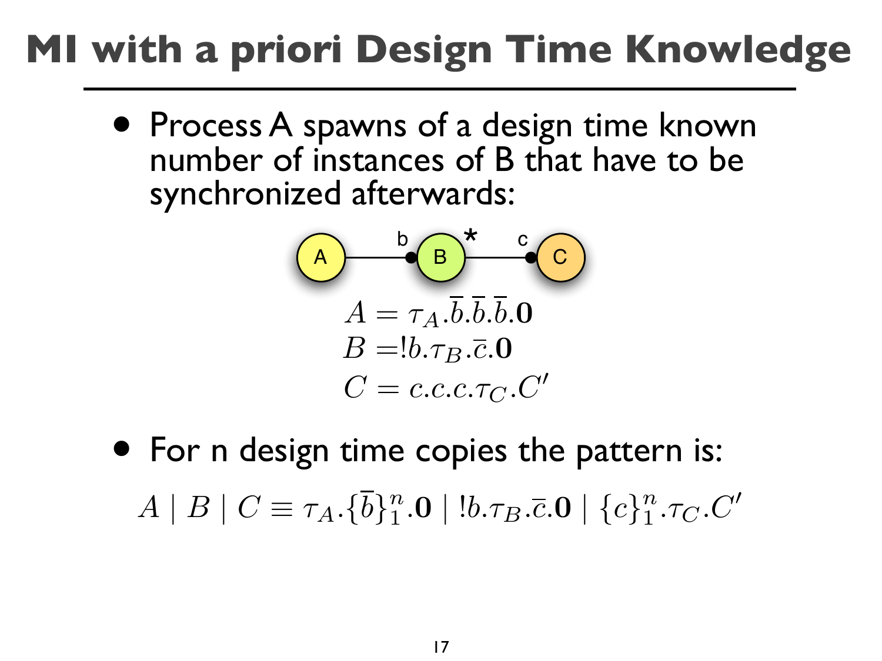# MI with a priori Design Time Knowledge

- Process A spawns of a design time known number of instances of B that have to be synchronized afterwards:

$$A = \tau_A.\overline{b}.\overline{b}.\overline{b}.\mathbf{0}$$
$$B = !b.\tau_B.\overline{c}.\mathbf{0}$$
$$C = c.c.c.\tau_C.C'$$

- For n design time copies the pattern is:

$$A \mid B \mid C \equiv \tau_A.\{\overline{b}\}_1^n.\mathbf{0} \mid !b.\tau_B.\overline{c}.\mathbf{0} \mid \{c\}_1^n.\tau_C.C'$$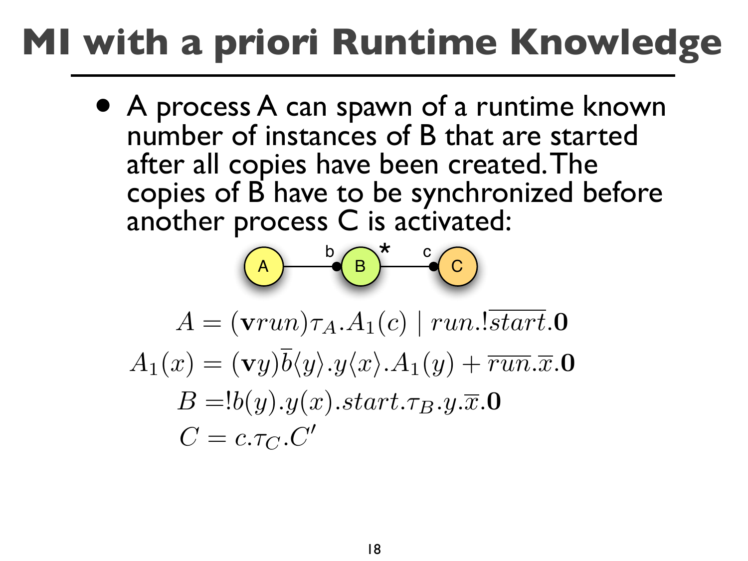# MI with a priori Runtime Knowledge

- A process A can spawn of a runtime known number of instances of B that are started after all copies have been created. The copies of B have to be synchronized before another process C is activated:

$$
\begin{aligned}
A &= (\mathbf{v}run)\tau_A.A_1(c) \mid run.!\overline{start}.\mathbf{0} \\
A_1(x) &= (\mathbf{v}y)\overline{b}\langle y\rangle.y\langle x\rangle.A_1(y) + \overline{run}.\overline{x}.\mathbf{0} \\
B &= !b(y).y(x).start.\tau_B.y.\overline{x}.\mathbf{0} \\
C &= c.\tau_C.C'
\end{aligned}
$$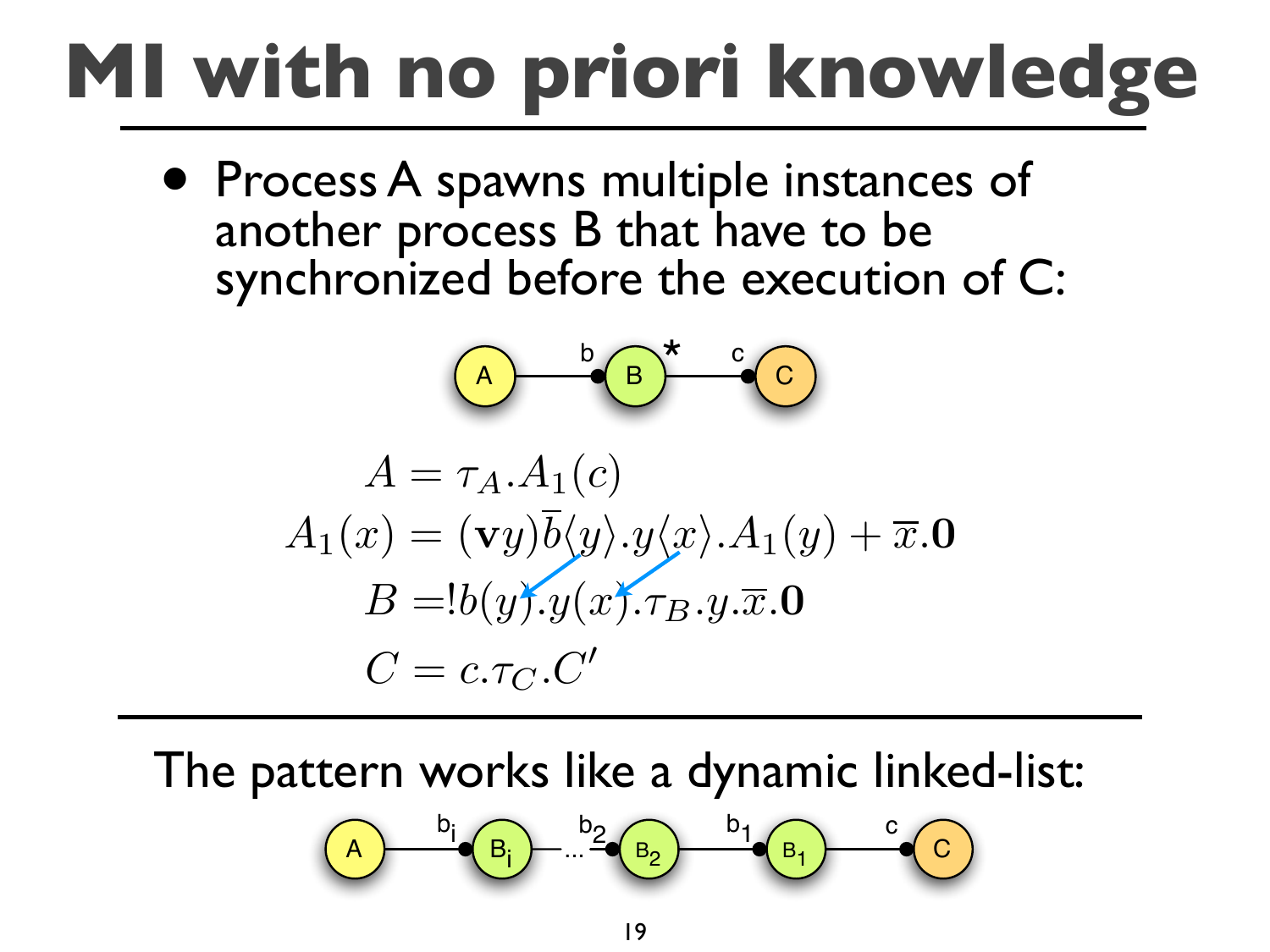# MI with no priori knowledge

- Process A spawns multiple instances of another process B that have to be synchronized before the execution of C:

$$
\begin{aligned}
A &= \tau_A . A_1(c) \\
A_1(x) &= (\mathbf{v}y)\overline{b}\langle y\rangle . y\langle x\rangle . A_1(y) + \overline{x}.\mathbf{0} \\
B &= !b(y).y(x).\tau_B . y.\overline{x}.\mathbf{0} \\
C &= c.\tau_C . C'
\end{aligned}
$$

The pattern works like a dynamic linked-list: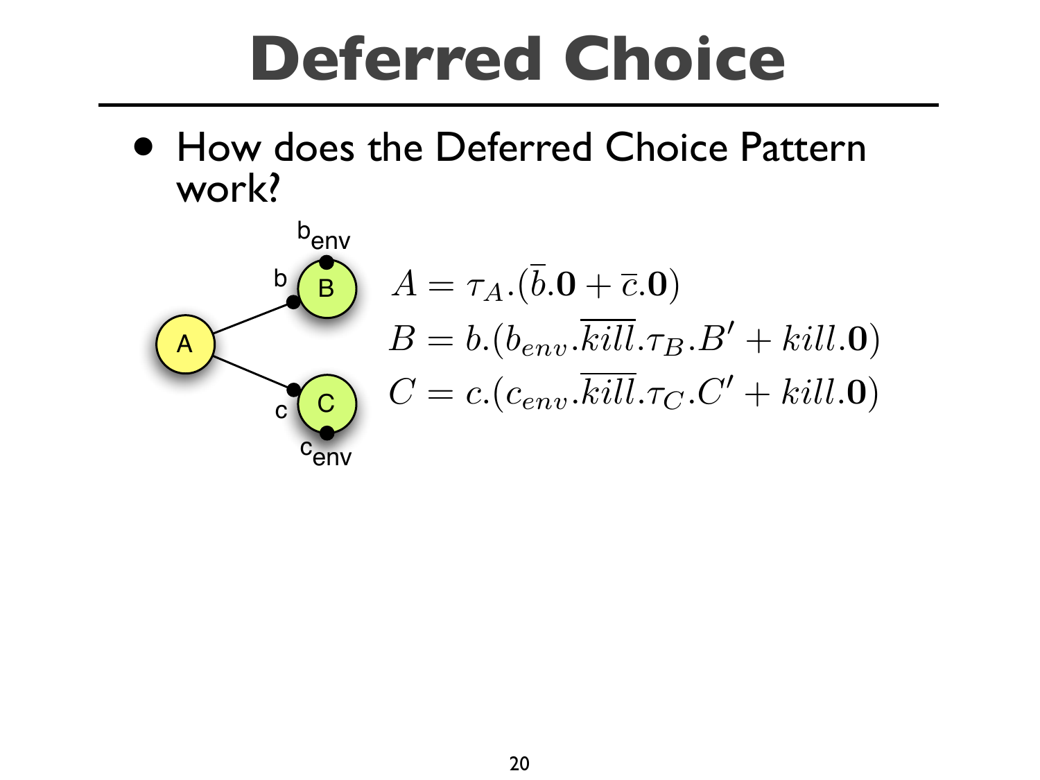# Deferred Choice

- How does the Deferred Choice Pattern work?

$$A = \tau_A.(\overline{b}.\mathbf{0} + \overline{c}.\mathbf{0})$$
$$B = b.(b_{env}.\overline{kill}.\tau_B.B' + kill.\mathbf{0})$$
$$C = c.(c_{env}.\overline{kill}.\tau_C.C' + kill.\mathbf{0})$$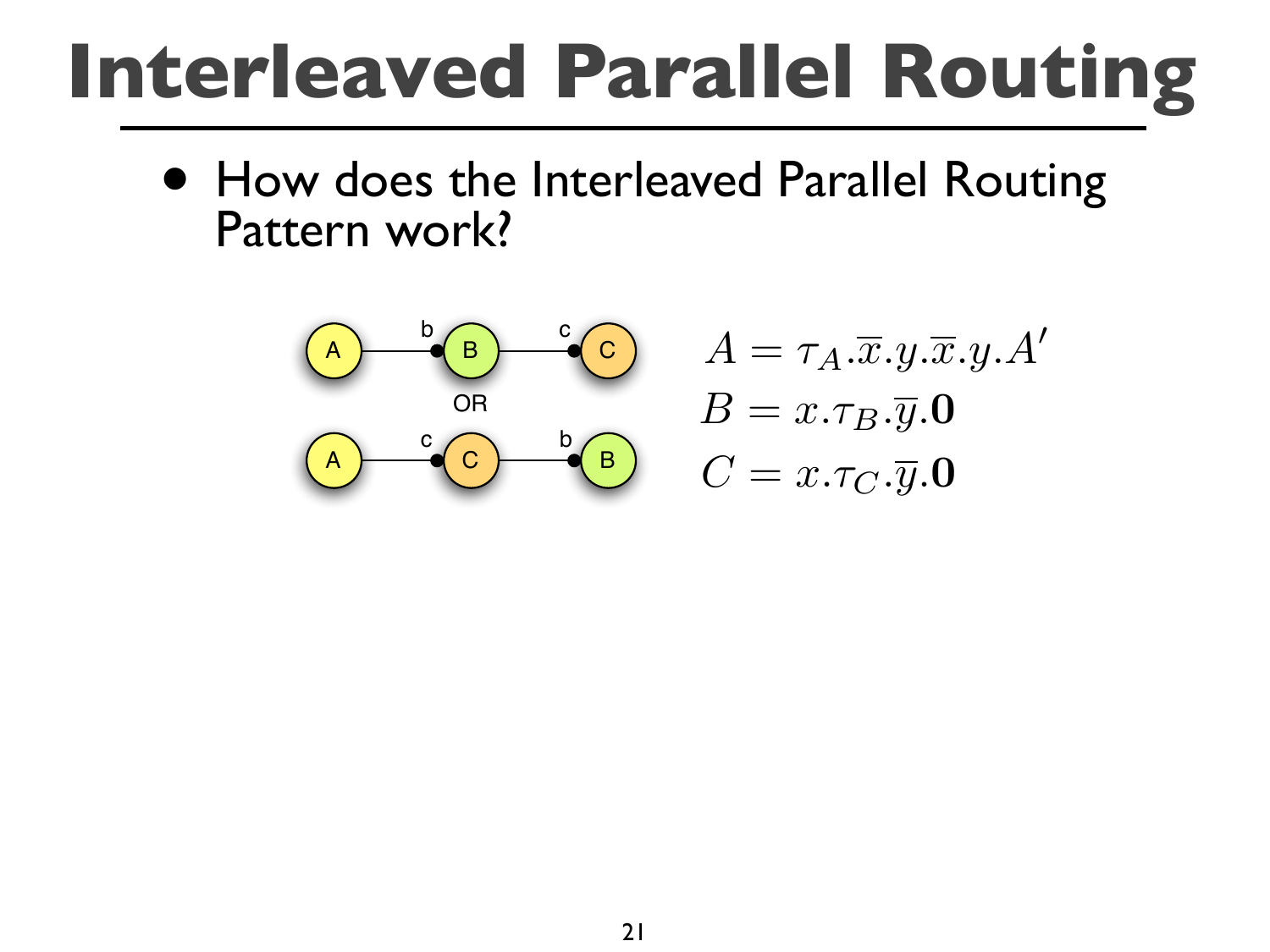# Interleaved Parallel Routing

- How does the Interleaved Parallel Routing Pattern work?

$$A = \tau_A.\overline{x}.y.\overline{x}.y.A'$$
$$B = x.\tau_B.\overline{y}.\mathbf{0}$$
$$C = x.\tau_C.\overline{y}.\mathbf{0}$$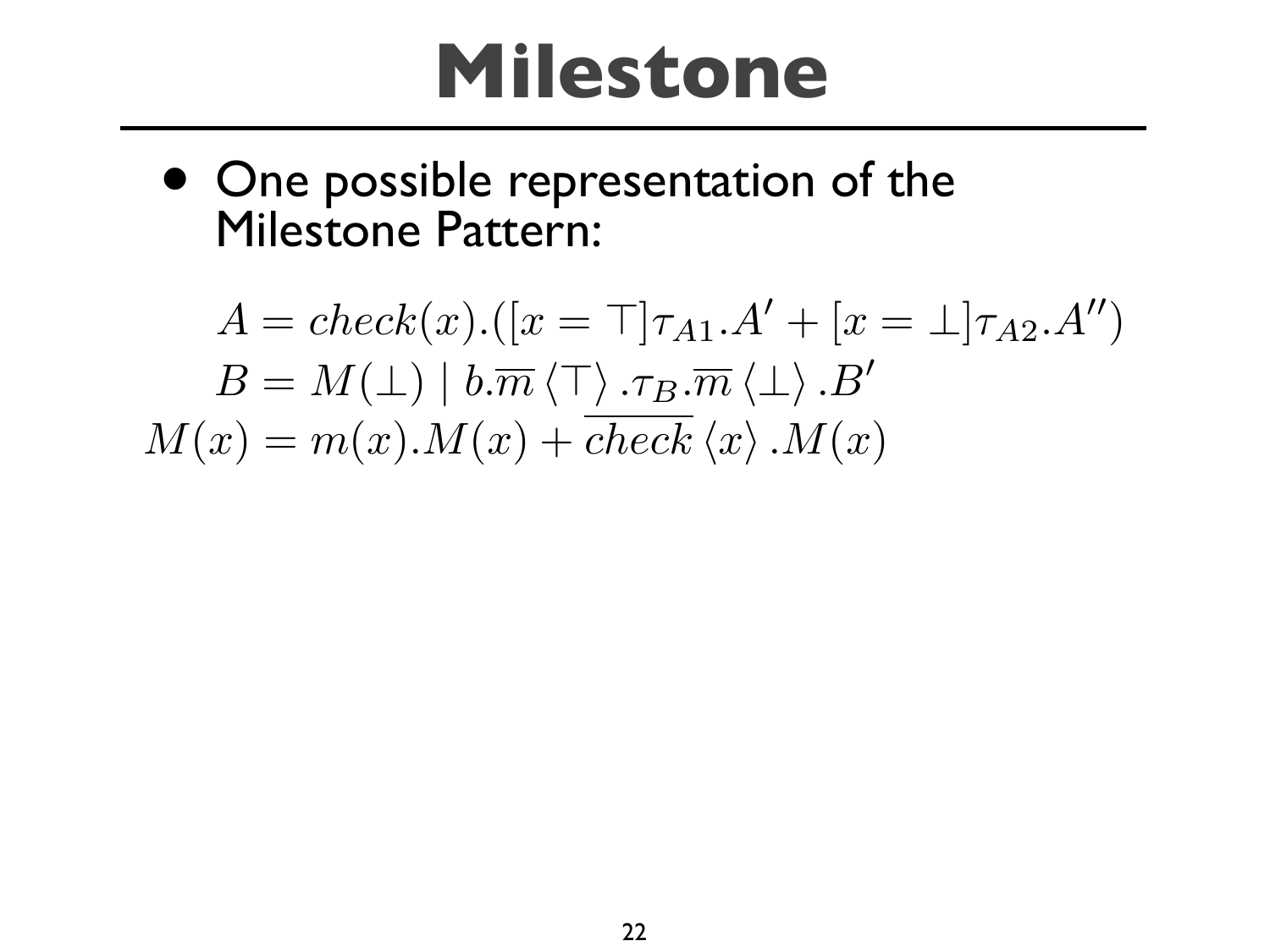# Milestone

- One possible representation of the Milestone Pattern:

$$
\begin{aligned}
A &= check(x).([x = \top]\tau_{A1}.A' + [x = \bot]\tau_{A2}.A'') \\
B &= M(\bot) \mid b.\overline{m}\left\langle \top \right\rangle.\tau_B.\overline{m}\left\langle \bot \right\rangle.B' \\
M(x) &= m(x).M(x) + \overline{check}\left\langle x \right\rangle.M(x)
\end{aligned}
$$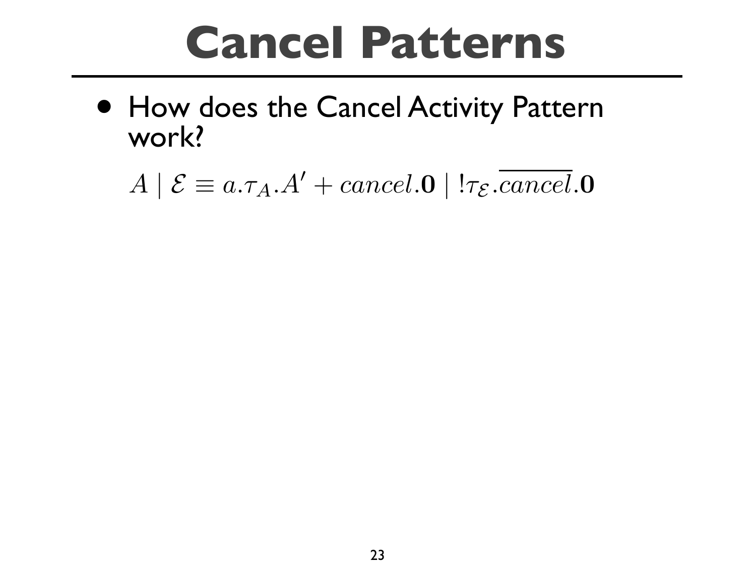# Cancel Patterns

- How does the Cancel Activity Pattern work?

  $A \mid \mathcal{E} \equiv a.\tau_A.A' + cancel.\mathbf{0} \mid !\tau_{\mathcal{E}}.\overline{cancel}.\mathbf{0}$